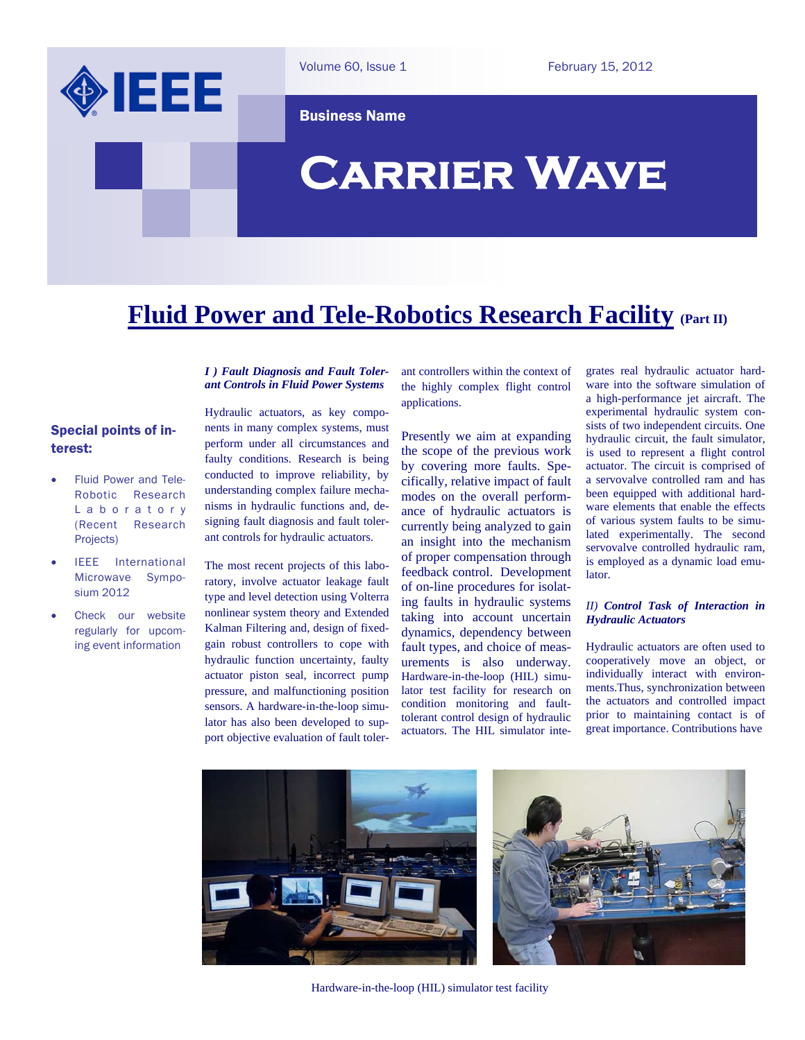Volume 60, Issue 1 February 15, 2012

**Business Name**

# Carrier Wave

## Fluid Power and Tele-Robotics Research Facility (Part II)

### Special points of interest:

- Fluid Power and Tele-Robotic Research Laboratory (Recent Research Projects)
- IEEE International Microwave Symposium 2012
- Check our website regularly for upcoming event information

***I ) Fault Diagnosis and Fault Tolerant Controls in Fluid Power Systems***

Hydraulic actuators, as key components in many complex systems, must perform under all circumstances and faulty conditions. Research is being conducted to improve reliability, by understanding complex failure mechanisms in hydraulic functions and, designing fault diagnosis and fault tolerant controls for hydraulic actuators.

The most recent projects of this laboratory, involve actuator leakage fault type and level detection using Volterra nonlinear system theory and Extended Kalman Filtering and, design of fixed-gain robust controllers to cope with hydraulic function uncertainty, faulty actuator piston seal, incorrect pump pressure, and malfunctioning position sensors. A hardware-in-the-loop simulator has also been developed to support objective evaluation of fault tolerant controllers within the context of the highly complex flight control applications.

Presently we aim at expanding the scope of the previous work by covering more faults. Specifically, relative impact of fault modes on the overall performance of hydraulic actuators is currently being analyzed to gain an insight into the mechanism of proper compensation through feedback control. Development of on-line procedures for isolating faults in hydraulic systems taking into account uncertain dynamics, dependency between fault types, and choice of measurements is also underway. Hardware-in-the-loop (HIL) simulator test facility for research on condition monitoring and fault-tolerant control design of hydraulic actuators. The HIL simulator integrates real hydraulic actuator hardware into the software simulation of a high-performance jet aircraft. The experimental hydraulic system consists of two independent circuits. One hydraulic circuit, the fault simulator, is used to represent a flight control actuator. The circuit is comprised of a servovalve controlled ram and has been equipped with additional hardware elements that enable the effects of various system faults to be simulated experimentally. The second servovalve controlled hydraulic ram, is employed as a dynamic load emulator.

***II) Control Task of Interaction in Hydraulic Actuators***

Hydraulic actuators are often used to cooperatively move an object, or individually interact with environments.Thus, synchronization between the actuators and controlled impact prior to maintaining contact is of great importance. Contributions have

Hardware-in-the-loop (HIL) simulator test facility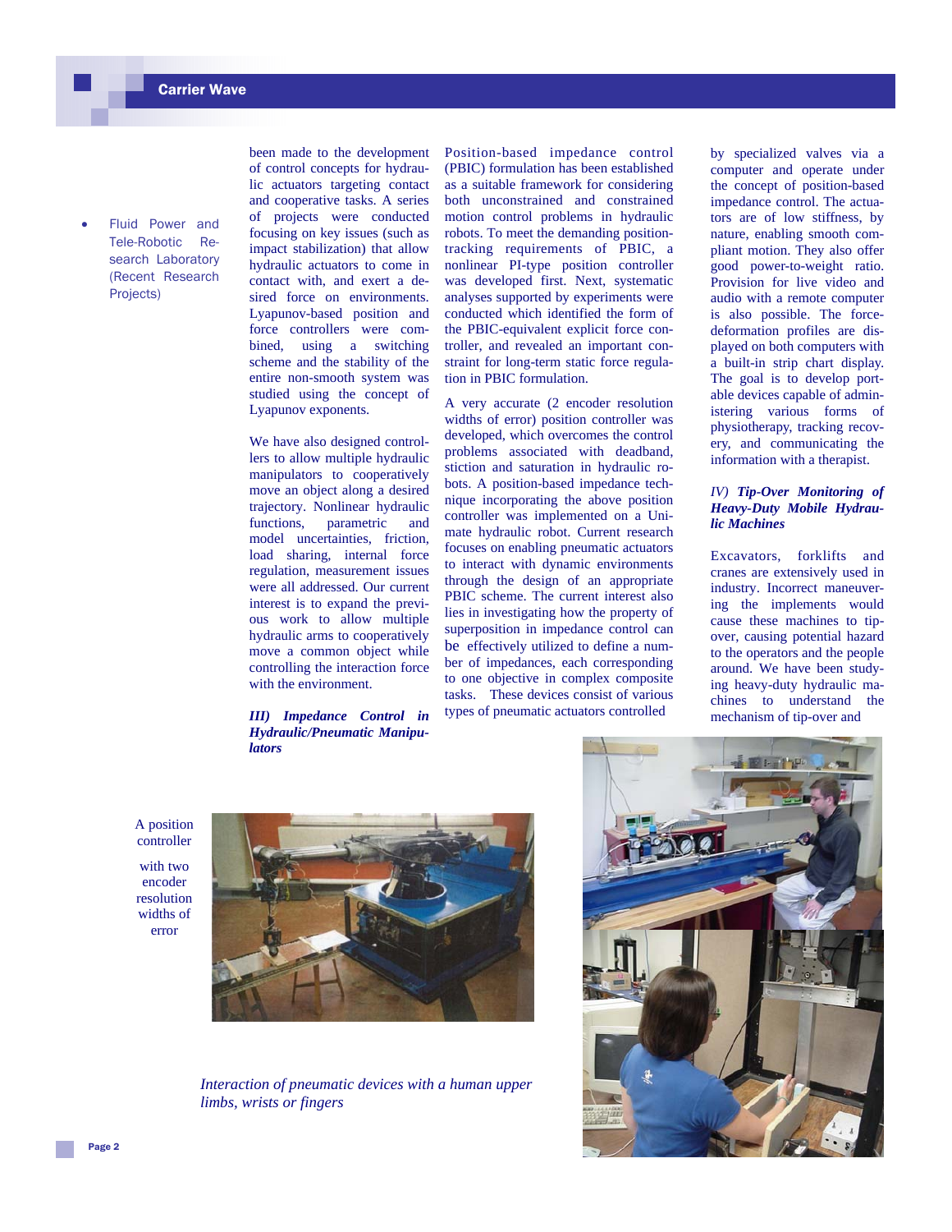- Fluid Power and Tele-Robotic Research Laboratory (Recent Research Projects)

been made to the development of control concepts for hydraulic actuators targeting contact and cooperative tasks. A series of projects were conducted focusing on key issues (such as impact stabilization) that allow hydraulic actuators to come in contact with, and exert a desired force on environments. Lyapunov-based position and force controllers were combined, using a switching scheme and the stability of the entire non-smooth system was studied using the concept of Lyapunov exponents.

We have also designed controllers to allow multiple hydraulic manipulators to cooperatively move an object along a desired trajectory. Nonlinear hydraulic functions, parametric and model uncertainties, friction, load sharing, internal force regulation, measurement issues were all addressed. Our current interest is to expand the previous work to allow multiple hydraulic arms to cooperatively move a common object while controlling the interaction force with the environment.

***III) Impedance Control in Hydraulic/Pneumatic Manipulators***

Position-based impedance control (PBIC) formulation has been established as a suitable framework for considering both unconstrained and constrained motion control problems in hydraulic robots. To meet the demanding position-tracking requirements of PBIC, a nonlinear PI-type position controller was developed first. Next, systematic analyses supported by experiments were conducted which identified the form of the PBIC-equivalent explicit force controller, and revealed an important constraint for long-term static force regulation in PBIC formulation.

A very accurate (2 encoder resolution widths of error) position controller was developed, which overcomes the control problems associated with deadband, stiction and saturation in hydraulic robots. A position-based impedance technique incorporating the above position controller was implemented on a Unimate hydraulic robot. Current research focuses on enabling pneumatic actuators to interact with dynamic environments through the design of an appropriate PBIC scheme. The current interest also lies in investigating how the property of superposition in impedance control can be effectively utilized to define a number of impedances, each corresponding to one objective in complex composite tasks. These devices consist of various types of pneumatic actuators controlled by specialized valves via a computer and operate under the concept of position-based impedance control. The actuators are of low stiffness, by nature, enabling smooth compliant motion. They also offer good power-to-weight ratio. Provision for live video and audio with a remote computer is also possible. The force-deformation profiles are displayed on both computers with a built-in strip chart display. The goal is to develop portable devices capable of administering various forms of physiotherapy, tracking recovery, and communicating the information with a therapist.

***IV) Tip-Over Monitoring of Heavy-Duty Mobile Hydraulic Machines***

Excavators, forklifts and cranes are extensively used in industry. Incorrect maneuvering the implements would cause these machines to tip-over, causing potential hazard to the operators and the people around. We have been studying heavy-duty hydraulic machines to understand the mechanism of tip-over and

A position controller with two encoder resolution widths of error

*Interaction of pneumatic devices with a human upper limbs, wrists or fingers*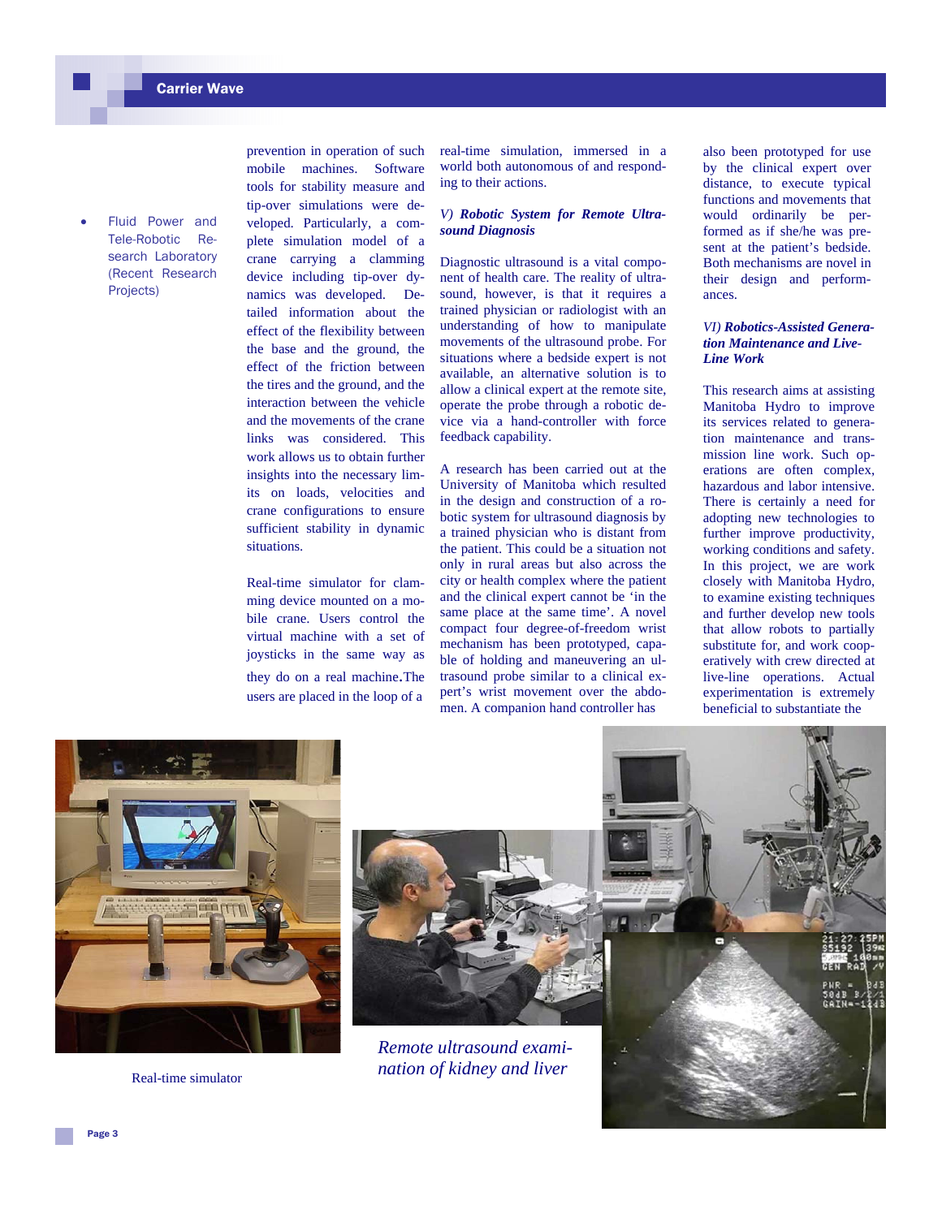- Fluid Power and Tele-Robotic Research Laboratory (Recent Research Projects)

prevention in operation of such mobile machines. Software tools for stability measure and tip-over simulations were developed. Particularly, a complete simulation model of a crane carrying a clamming device including tip-over dynamics was developed. Detailed information about the effect of the flexibility between the base and the ground, the effect of the friction between the tires and the ground, and the interaction between the vehicle and the movements of the crane links was considered. This work allows us to obtain further insights into the necessary limits on loads, velocities and crane configurations to ensure sufficient stability in dynamic situations.

Real-time simulator for clamming device mounted on a mobile crane. Users control the virtual machine with a set of joysticks in the same way as they do on a real machine. The users are placed in the loop of a real-time simulation, immersed in a world both autonomous of and responding to their actions.

### *V) Robotic System for Remote Ultrasound Diagnosis*

Diagnostic ultrasound is a vital component of health care. The reality of ultrasound, however, is that it requires a trained physician or radiologist with an understanding of how to manipulate movements of the ultrasound probe. For situations where a bedside expert is not available, an alternative solution is to allow a clinical expert at the remote site, operate the probe through a robotic device via a hand-controller with force feedback capability.

A research has been carried out at the University of Manitoba which resulted in the design and construction of a robotic system for ultrasound diagnosis by a trained physician who is distant from the patient. This could be a situation not only in rural areas but also across the city or health complex where the patient and the clinical expert cannot be 'in the same place at the same time'. A novel compact four degree-of-freedom wrist mechanism has been prototyped, capable of holding and maneuvering an ultrasound probe similar to a clinical expert's wrist movement over the abdomen. A companion hand controller has also been prototyped for use by the clinical expert over distance, to execute typical functions and movements that would ordinarily be performed as if she/he was present at the patient's bedside. Both mechanisms are novel in their design and performances.

### *VI) Robotics-Assisted Generation Maintenance and Live-Line Work*

This research aims at assisting Manitoba Hydro to improve its services related to generation maintenance and transmission line work. Such operations are often complex, hazardous and labor intensive. There is certainly a need for adopting new technologies to further improve productivity, working conditions and safety. In this project, we are work closely with Manitoba Hydro, to examine existing techniques and further develop new tools that allow robots to partially substitute for, and work cooperatively with crew directed at live-line operations. Actual experimentation is extremely beneficial to substantiate the

Real-time simulator

*Remote ultrasound examination of kidney and liver*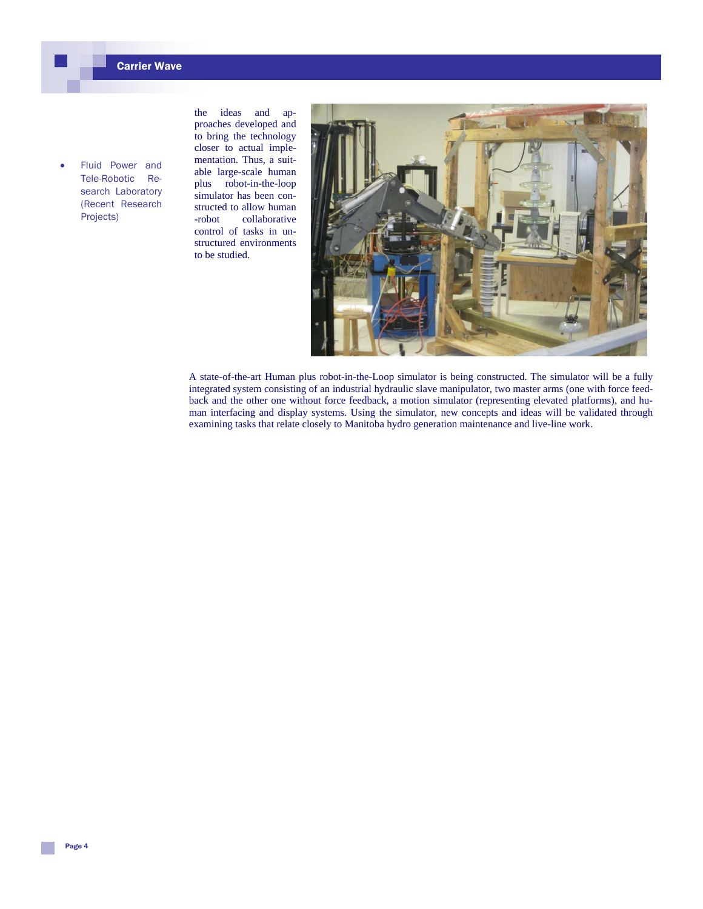- Fluid Power and Tele-Robotic Research Laboratory (Recent Research Projects)

the ideas and approaches developed and to bring the technology closer to actual implementation. Thus, a suitable large-scale human plus robot-in-the-loop simulator has been constructed to allow human-robot collaborative control of tasks in unstructured environments to be studied.

A state-of-the-art Human plus robot-in-the-Loop simulator is being constructed. The simulator will be a fully integrated system consisting of an industrial hydraulic slave manipulator, two master arms (one with force feedback and the other one without force feedback, a motion simulator (representing elevated platforms), and human interfacing and display systems. Using the simulator, new concepts and ideas will be validated through examining tasks that relate closely to Manitoba hydro generation maintenance and live-line work.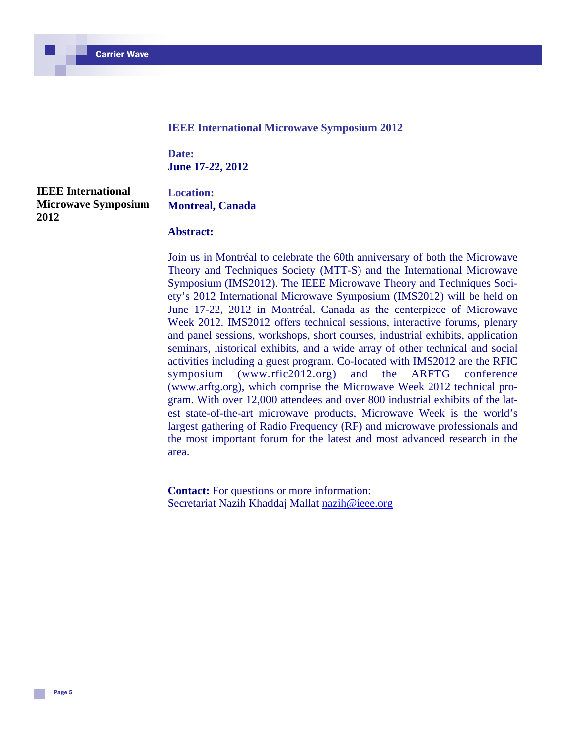**IEEE International Microwave Symposium 2012**

## IEEE International Microwave Symposium 2012

**Date:**
**June 17-22, 2012**

**Location:**
**Montreal, Canada**

**Abstract:**

Join us in Montréal to celebrate the 60th anniversary of both the Microwave Theory and Techniques Society (MTT-S) and the International Microwave Symposium (IMS2012). The IEEE Microwave Theory and Techniques Society's 2012 International Microwave Symposium (IMS2012) will be held on June 17-22, 2012 in Montréal, Canada as the centerpiece of Microwave Week 2012. IMS2012 offers technical sessions, interactive forums, plenary and panel sessions, workshops, short courses, industrial exhibits, application seminars, historical exhibits, and a wide array of other technical and social activities including a guest program. Co-located with IMS2012 are the RFIC symposium (www.rfic2012.org) and the ARFTG conference (www.arftg.org), which comprise the Microwave Week 2012 technical program. With over 12,000 attendees and over 800 industrial exhibits of the latest state-of-the-art microwave products, Microwave Week is the world's largest gathering of Radio Frequency (RF) and microwave professionals and the most important forum for the latest and most advanced research in the area.

**Contact:** For questions or more information:
Secretariat Nazih Khaddaj Mallat nazih@ieee.org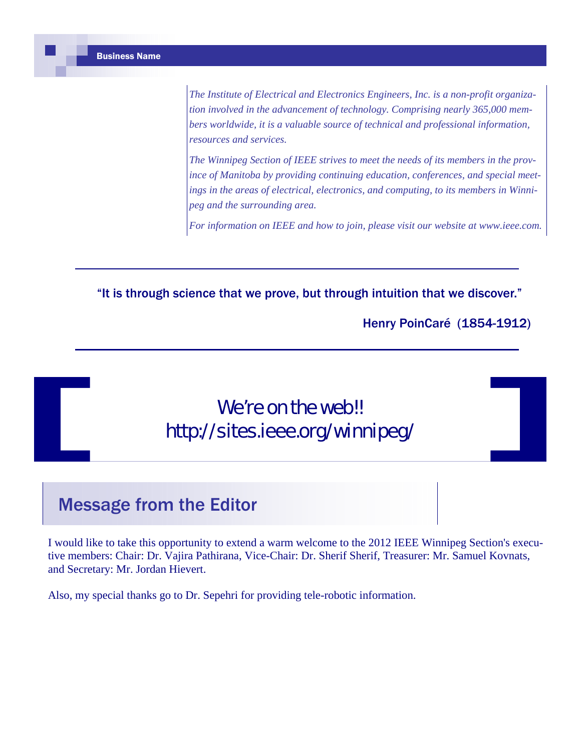*The Institute of Electrical and Electronics Engineers, Inc. is a non-profit organization involved in the advancement of technology. Comprising nearly 365,000 members worldwide, it is a valuable source of technical and professional information, resources and services.*

*The Winnipeg Section of IEEE strives to meet the needs of its members in the province of Manitoba by providing continuing education, conferences, and special meetings in the areas of electrical, electronics, and computing, to its members in Winnipeg and the surrounding area.*

*For information on IEEE and how to join, please visit our website at www.ieee.com.*

---

"It is through science that we prove, but through intuition that we discover."

Henry PoinCaré (1854-1912)

---

We're on the web!!
http://sites.ieee.org/winnipeg/

## Message from the Editor

I would like to take this opportunity to extend a warm welcome to the 2012 IEEE Winnipeg Section's executive members: Chair: Dr. Vajira Pathirana, Vice-Chair: Dr. Sherif Sherif, Treasurer: Mr. Samuel Kovnats, and Secretary: Mr. Jordan Hievert.

Also, my special thanks go to Dr. Sepehri for providing tele-robotic information.